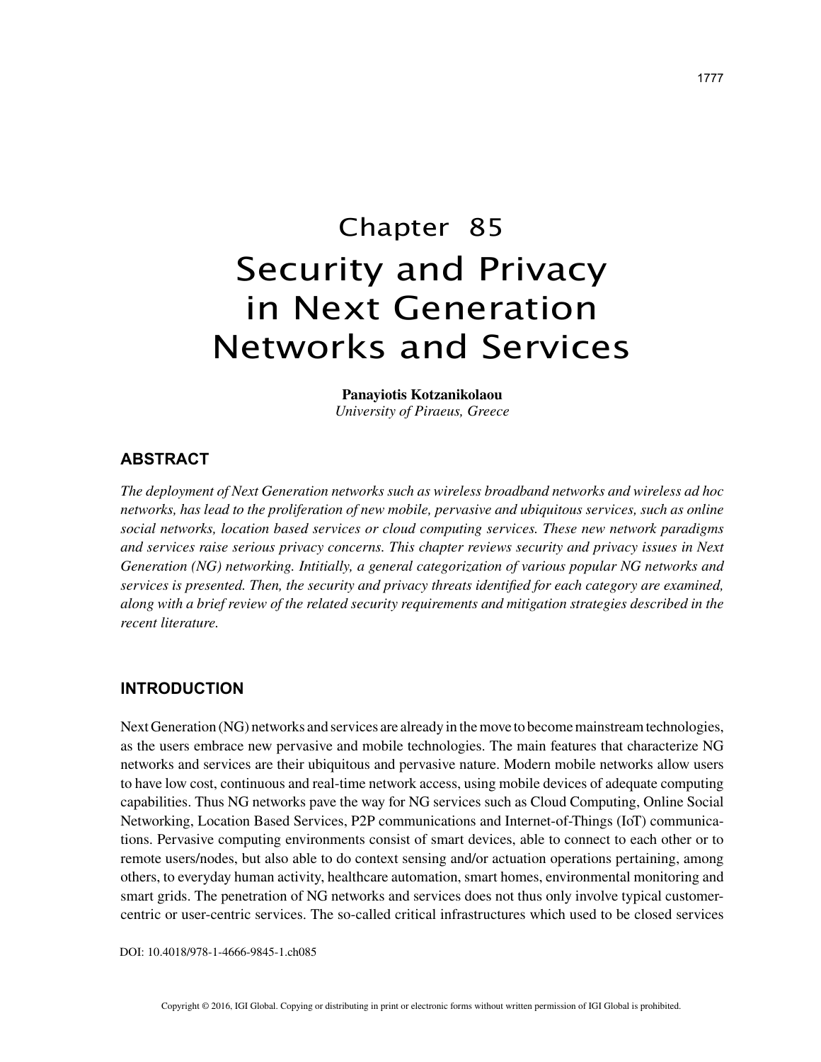# Chapter 85

# Security and Privacy in Next Generation Networks and Services

**Panayiotis Kotzanikolaou**
*University of Piraeus, Greece*

## ABSTRACT

*The deployment of Next Generation networks such as wireless broadband networks and wireless ad hoc networks, has lead to the proliferation of new mobile, pervasive and ubiquitous services, such as online social networks, location based services or cloud computing services. These new network paradigms and services raise serious privacy concerns. This chapter reviews security and privacy issues in Next Generation (NG) networking. Intitially, a general categorization of various popular NG networks and services is presented. Then, the security and privacy threats identified for each category are examined, along with a brief review of the related security requirements and mitigation strategies described in the recent literature.*

## INTRODUCTION

Next Generation (NG) networks and services are already in the move to become mainstream technologies, as the users embrace new pervasive and mobile technologies. The main features that characterize NG networks and services are their ubiquitous and pervasive nature. Modern mobile networks allow users to have low cost, continuous and real-time network access, using mobile devices of adequate computing capabilities. Thus NG networks pave the way for NG services such as Cloud Computing, Online Social Networking, Location Based Services, P2P communications and Internet-of-Things (IoT) communications. Pervasive computing environments consist of smart devices, able to connect to each other or to remote users/nodes, but also able to do context sensing and/or actuation operations pertaining, among others, to everyday human activity, healthcare automation, smart homes, environmental monitoring and smart grids. The penetration of NG networks and services does not thus only involve typical customer-centric or user-centric services. The so-called critical infrastructures which used to be closed services

DOI: 10.4018/978-1-4666-9845-1.ch085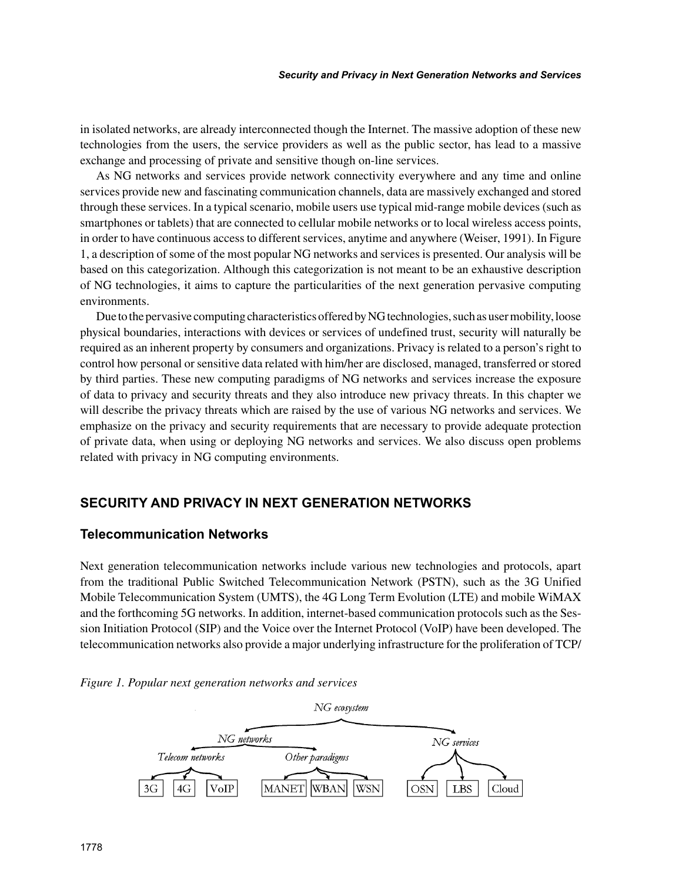in isolated networks, are already interconnected though the Internet. The massive adoption of these new technologies from the users, the service providers as well as the public sector, has lead to a massive exchange and processing of private and sensitive though on-line services.

As NG networks and services provide network connectivity everywhere and any time and online services provide new and fascinating communication channels, data are massively exchanged and stored through these services. In a typical scenario, mobile users use typical mid-range mobile devices (such as smartphones or tablets) that are connected to cellular mobile networks or to local wireless access points, in order to have continuous access to different services, anytime and anywhere (Weiser, 1991). In Figure 1, a description of some of the most popular NG networks and services is presented. Our analysis will be based on this categorization. Although this categorization is not meant to be an exhaustive description of NG technologies, it aims to capture the particularities of the next generation pervasive computing environments.

Due to the pervasive computing characteristics offered by NG technologies, such as user mobility, loose physical boundaries, interactions with devices or services of undefined trust, security will naturally be required as an inherent property by consumers and organizations. Privacy is related to a person's right to control how personal or sensitive data related with him/her are disclosed, managed, transferred or stored by third parties. These new computing paradigms of NG networks and services increase the exposure of data to privacy and security threats and they also introduce new privacy threats. In this chapter we will describe the privacy threats which are raised by the use of various NG networks and services. We emphasize on the privacy and security requirements that are necessary to provide adequate protection of private data, when using or deploying NG networks and services. We also discuss open problems related with privacy in NG computing environments.

## SECURITY AND PRIVACY IN NEXT GENERATION NETWORKS

### Telecommunication Networks

Next generation telecommunication networks include various new technologies and protocols, apart from the traditional Public Switched Telecommunication Network (PSTN), such as the 3G Unified Mobile Telecommunication System (UMTS), the 4G Long Term Evolution (LTE) and mobile WiMAX and the forthcoming 5G networks. In addition, internet-based communication protocols such as the Session Initiation Protocol (SIP) and the Voice over the Internet Protocol (VoIP) have been developed. The telecommunication networks also provide a major underlying infrastructure for the proliferation of TCP/

*Figure 1. Popular next generation networks and services*

NG ecosystem

- NG networks
  - Telecom networks
    - 3G
    - 4G
    - VoIP
  - Other paradigms
    - MANET
    - WBAN
    - WSN
- NG services
  - OSN
  - LBS
  - Cloud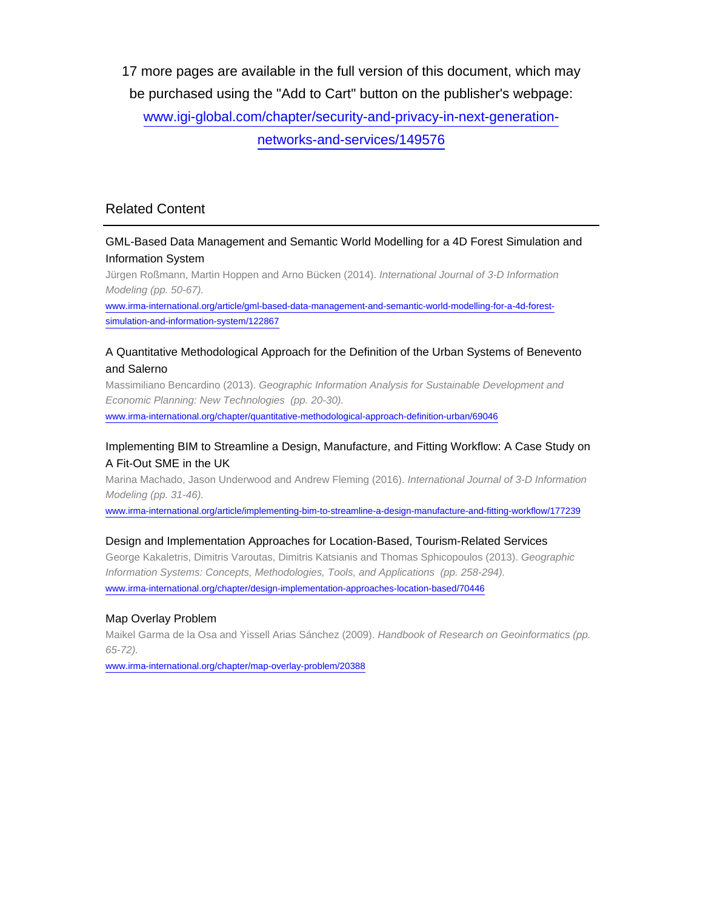17 more pages are available in the full version of this document, which may be purchased using the "Add to Cart" button on the publisher's webpage: [www.igi-global.com/chapter/security-and-privacy-in-next-generation-networks-and-services/149576](www.igi-global.com/chapter/security-and-privacy-in-next-generation-networks-and-services/149576)

## Related Content

GML-Based Data Management and Semantic World Modelling for a 4D Forest Simulation and Information System
Jürgen Roßmann, Martin Hoppen and Arno Bücken (2014). *International Journal of 3-D Information Modeling (pp. 50-67).*
[www.irma-international.org/article/gml-based-data-management-and-semantic-world-modelling-for-a-4d-forest-simulation-and-information-system/122867](www.irma-international.org/article/gml-based-data-management-and-semantic-world-modelling-for-a-4d-forest-simulation-and-information-system/122867)

A Quantitative Methodological Approach for the Definition of the Urban Systems of Benevento and Salerno
Massimiliano Bencardino (2013). *Geographic Information Analysis for Sustainable Development and Economic Planning: New Technologies (pp. 20-30).*
[www.irma-international.org/chapter/quantitative-methodological-approach-definition-urban/69046](www.irma-international.org/chapter/quantitative-methodological-approach-definition-urban/69046)

Implementing BIM to Streamline a Design, Manufacture, and Fitting Workflow: A Case Study on A Fit-Out SME in the UK
Marina Machado, Jason Underwood and Andrew Fleming (2016). *International Journal of 3-D Information Modeling (pp. 31-46).*
[www.irma-international.org/article/implementing-bim-to-streamline-a-design-manufacture-and-fitting-workflow/177239](www.irma-international.org/article/implementing-bim-to-streamline-a-design-manufacture-and-fitting-workflow/177239)

Design and Implementation Approaches for Location-Based, Tourism-Related Services
George Kakaletris, Dimitris Varoutas, Dimitris Katsianis and Thomas Sphicopoulos (2013). *Geographic Information Systems: Concepts, Methodologies, Tools, and Applications (pp. 258-294).*
[www.irma-international.org/chapter/design-implementation-approaches-location-based/70446](www.irma-international.org/chapter/design-implementation-approaches-location-based/70446)

Map Overlay Problem
Maikel Garma de la Osa and Yissell Arias Sánchez (2009). *Handbook of Research on Geoinformatics (pp. 65-72).*
[www.irma-international.org/chapter/map-overlay-problem/20388](www.irma-international.org/chapter/map-overlay-problem/20388)